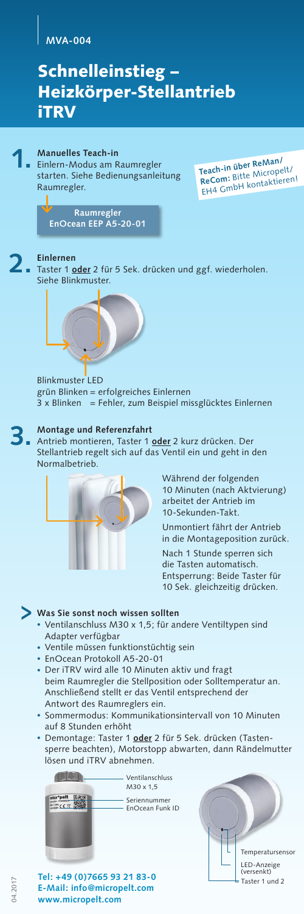MVA-004

# Schnelleinstieg – Heizkörper-Stellantrieb iTRV

## 1. Manuelles Teach-in

Einlern-Modus am Raumregler starten. Siehe Bedienungsanleitung Raumregler.

**Teach-in über ReMan/ ReCom:** Bitte Micropelt/ EH4 GmbH kontaktieren!

**Raumregler EnOcean EEP A5-20-01**

## 2. Einlernen

Taster 1 **oder** 2 für 5 Sek. drücken und ggf. wiederholen. Siehe Blinkmuster.

Blinkmuster LED
grün Blinken = erfolgreiches Einlernen
3 x Blinken = Fehler, zum Beispiel missglücktes Einlernen

## 3. Montage und Referenzfahrt

Antrieb montieren, Taster 1 **oder** 2 kurz drücken. Der Stellantrieb regelt sich auf das Ventil ein und geht in den Normalbetrieb.

Während der folgenden 10 Minuten (nach Aktvierung) arbeitet der Antrieb im 10-Sekunden-Takt.

Unmontiert fährt der Antrieb in die Montageposition zurück.

Nach 1 Stunde sperren sich die Tasten automatisch. Entsperrung: Beide Taster für 10 Sek. gleichzeitig drücken.

## > Was Sie sonst noch wissen sollten

- Ventilanschluss M30 x 1,5; für andere Ventiltypen sind Adapter verfügbar
- Ventile müssen funktionstüchtig sein
- EnOcean Protokoll A5-20-01
- Der iTRV wird alle 10 Minuten aktiv und fragt beim Raumregler die Stellposition oder Solltemperatur an. Anschließend stellt er das Ventil entsprechend der Antwort des Raumreglers ein.
- Sommermodus: Kommunikationsintervall von 10 Minuten auf 8 Stunden erhöht
- Demontage: Taster 1 **oder** 2 für 5 Sek. drücken (Tastensperre beachten), Motorstopp abwarten, dann Rändelmutter lösen und iTRV abnehmen.

Ventilanschluss M30 x 1,5

Seriennummer EnOcean Funk ID

Temperatursensor

LED-Anzeige (versenkt)

Taster 1 und 2

**Tel: +49 (0)7665 93 21 83-0**
**E-Mail: info@micropelt.com**
**www.micropelt.com**

04.2017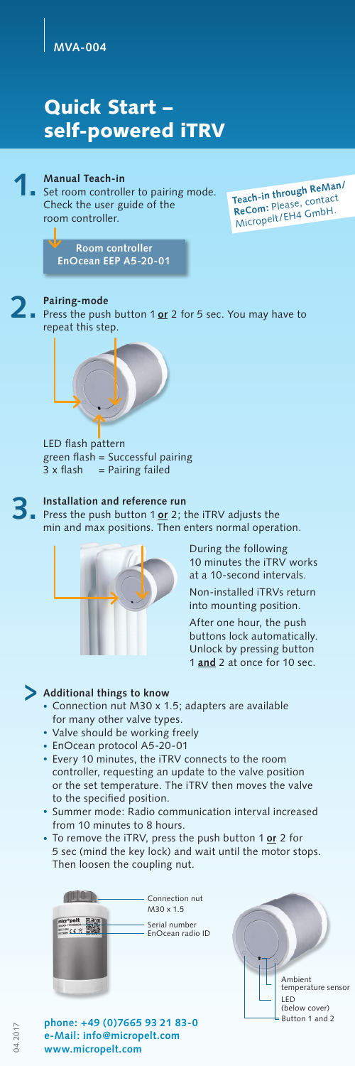MVA-004

# Quick Start – self-powered iTRV

## 1. Manual Teach-in

Set room controller to pairing mode. Check the user guide of the room controller.

**Teach-in through ReMan/ReCom:** Please, contact Micropelt/EH4 GmbH.

**Room controller EnOcean EEP A5-20-01**

## 2. Pairing-mode

Press the push button 1 **or** 2 for 5 sec. You may have to repeat this step.

LED flash pattern
green flash = Successful pairing
3 x flash = Pairing failed

## 3. Installation and reference run

Press the push button 1 **or** 2; the iTRV adjusts the min and max positions. Then enters normal operation.

During the following 10 minutes the iTRV works at a 10-second intervals.

Non-installed iTRVs return into mounting position.

After one hour, the push buttons lock automatically. Unlock by pressing button 1 **and** 2 at once for 10 sec.

## > Additional things to know

- Connection nut M30 x 1.5; adapters are available for many other valve types.
- Valve should be working freely
- EnOcean protocol A5-20-01
- Every 10 minutes, the iTRV connects to the room controller, requesting an update to the valve position or the set temperature. The iTRV then moves the valve to the specified position.
- Summer mode: Radio communication interval increased from 10 minutes to 8 hours.
- To remove the iTRV, press the push button 1 **or** 2 for 5 sec (mind the key lock) and wait until the motor stops. Then loosen the coupling nut.

Connection nut M30 x 1.5

Serial number EnOcean radio ID

Ambient temperature sensor

LED (below cover)

Button 1 and 2

**phone: +49 (0)7665 93 21 83-0**
**e-Mail: info@micropelt.com**
**www.micropelt.com**

04.2017